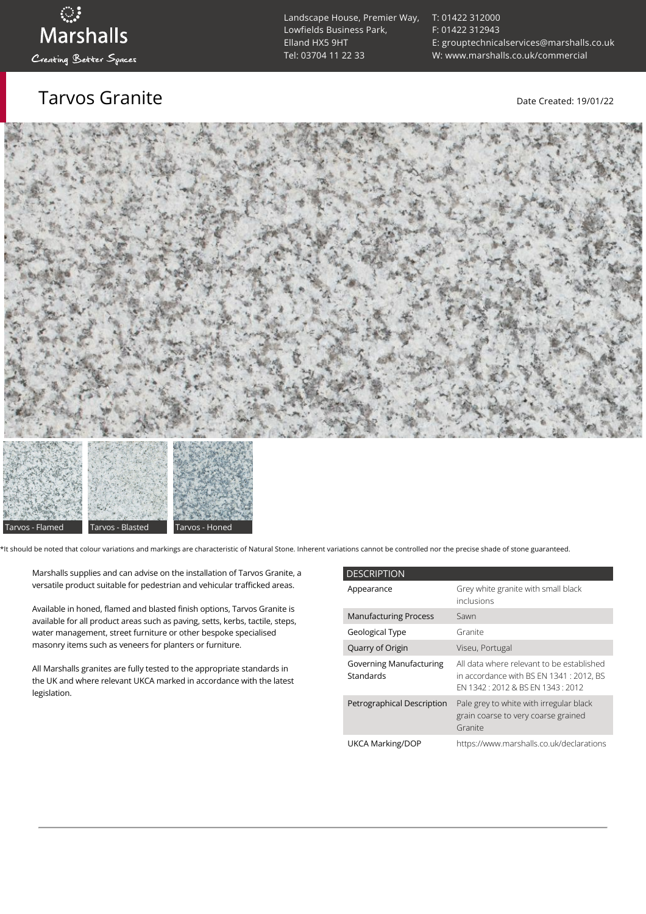Marshalls

Creating Better Spaces

Landscape House, Premier Way,
Lowfields Business Park,
Elland HX5 9HT
Tel: 03704 11 22 33

T: 01422 312000
F: 01422 312943
E: grouptechnicalservices@marshalls.co.uk
W: www.marshalls.co.uk/commercial

# Tarvos Granite

Date Created: 19/01/22

Tarvos - Flamed

Tarvos - Blasted

Tarvos - Honed

*It should be noted that colour variations and markings are characteristic of Natural Stone. Inherent variations cannot be controlled nor the precise shade of stone guaranteed.

Marshalls supplies and can advise on the installation of Tarvos Granite, a versatile product suitable for pedestrian and vehicular trafficked areas.

Available in honed, flamed and blasted finish options, Tarvos Granite is available for all product areas such as paving, setts, kerbs, tactile, steps, water management, street furniture or other bespoke specialised masonry items such as veneers for planters or furniture.

All Marshalls granites are fully tested to the appropriate standards in the UK and where relevant UKCA marked in accordance with the latest legislation.

| DESCRIPTION | |
| --- | --- |
| Appearance | Grey white granite with small black inclusions |
| Manufacturing Process | Sawn |
| Geological Type | Granite |
| Quarry of Origin | Viseu, Portugal |
| Governing Manufacturing Standards | All data where relevant to be established in accordance with BS EN 1341 : 2012, BS EN 1342 : 2012 & BS EN 1343 : 2012 |
| Petrographical Description | Pale grey to white with irregular black grain coarse to very coarse grained Granite |
| UKCA Marking/DOP | https://www.marshalls.co.uk/declarations |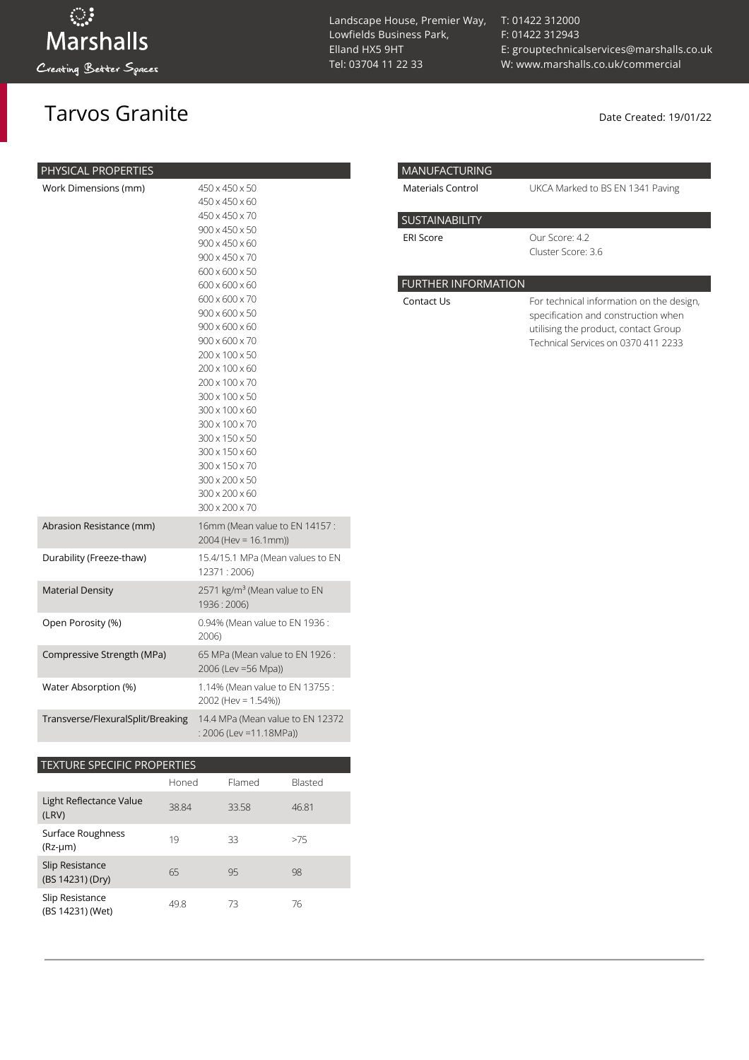# Tarvos Granite

Date Created: 19/01/22

Landscape House, Premier Way, Lowfields Business Park, Elland HX5 9HT
Tel: 03704 11 22 33

T: 01422 312000
F: 01422 312943
E: grouptechnicalservices@marshalls.co.uk
W: www.marshalls.co.uk/commercial

| PHYSICAL PROPERTIES | |
|---|---|
| Work Dimensions (mm) | 450 x 450 x 50<br>450 x 450 x 60<br>450 x 450 x 70<br>900 x 450 x 50<br>900 x 450 x 60<br>900 x 450 x 70<br>600 x 600 x 50<br>600 x 600 x 60<br>600 x 600 x 70<br>900 x 600 x 50<br>900 x 600 x 60<br>900 x 600 x 70<br>200 x 100 x 50<br>200 x 100 x 60<br>200 x 100 x 70<br>300 x 100 x 50<br>300 x 100 x 60<br>300 x 100 x 70<br>300 x 150 x 50<br>300 x 150 x 60<br>300 x 150 x 70<br>300 x 200 x 50<br>300 x 200 x 60<br>300 x 200 x 70 |
| Abrasion Resistance (mm) | 16mm (Mean value to EN 14157 : 2004 (Hev = 16.1mm)) |
| Durability (Freeze-thaw) | 15.4/15.1 MPa (Mean values to EN 12371 : 2006) |
| Material Density | 2571 kg/m³ (Mean value to EN 1936 : 2006) |
| Open Porosity (%) | 0.94% (Mean value to EN 1936 : 2006) |
| Compressive Strength (MPa) | 65 MPa (Mean value to EN 1926 : 2006 (Lev =56 Mpa)) |
| Water Absorption (%) | 1.14% (Mean value to EN 13755 : 2002 (Hev = 1.54%)) |
| Transverse/FlexuralSplit/Breaking | 14.4 MPa (Mean value to EN 12372 : 2006 (Lev =11.18MPa)) |

| TEXTURE SPECIFIC PROPERTIES | Honed | Flamed | Blasted |
|---|---|---|---|
| Light Reflectance Value (LRV) | 38.84 | 33.58 | 46.81 |
| Surface Roughness (Rz-μm) | 19 | 33 | >75 |
| Slip Resistance (BS 14231) (Dry) | 65 | 95 | 98 |
| Slip Resistance (BS 14231) (Wet) | 49.8 | 73 | 76 |

| MANUFACTURING | |
|---|---|
| Materials Control | UKCA Marked to BS EN 1341 Paving |

| SUSTAINABILITY | |
|---|---|
| ERI Score | Our Score: 4.2<br>Cluster Score: 3.6 |

| FURTHER INFORMATION | |
|---|---|
| Contact Us | For technical information on the design, specification and construction when utilising the product, contact Group Technical Services on 0370 411 2233 |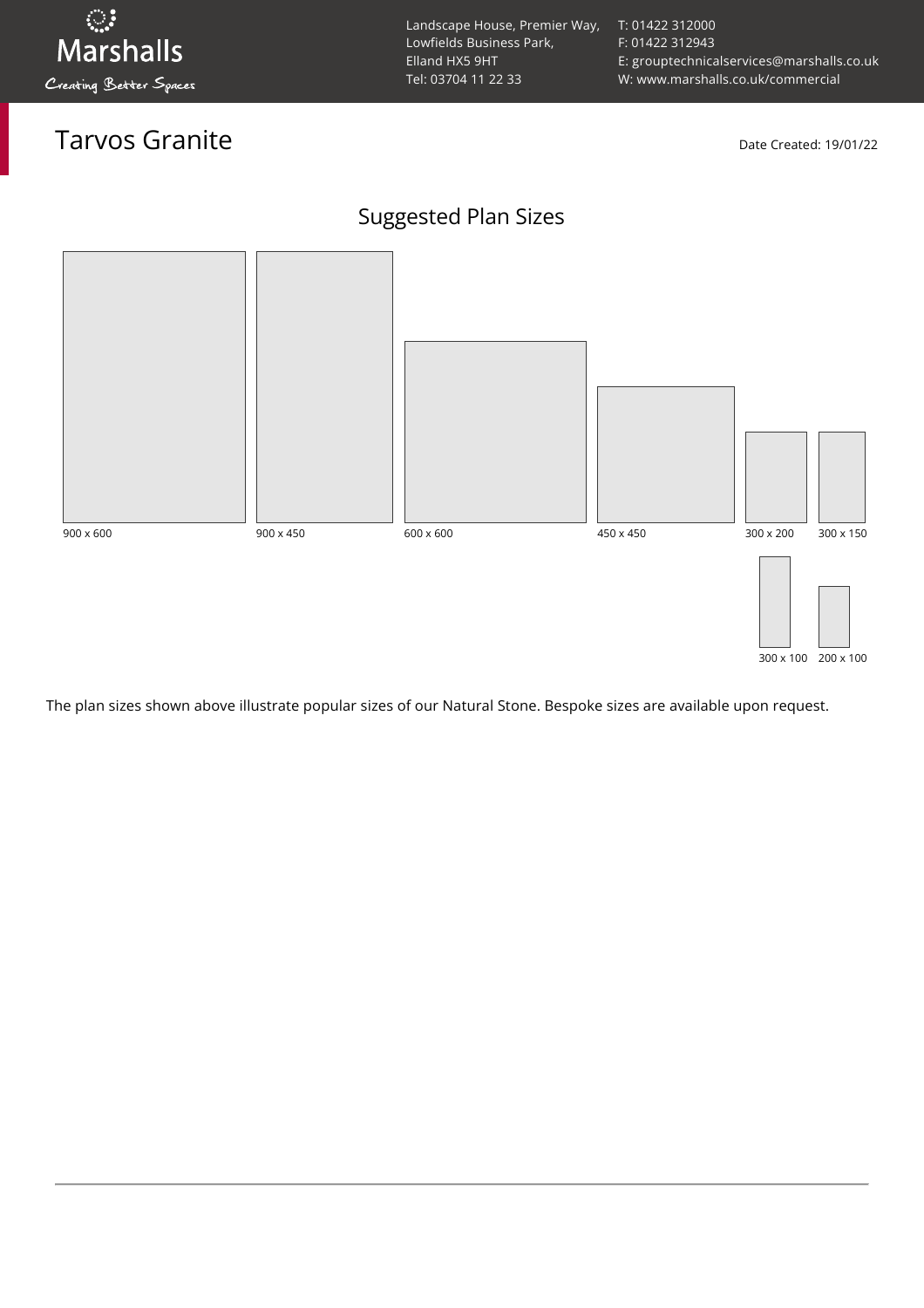# Tarvos Granite

Date Created: 19/01/22

## Suggested Plan Sizes

900 x 600

900 x 450

600 x 600

450 x 450

300 x 200

300 x 150

300 x 100

200 x 100

The plan sizes shown above illustrate popular sizes of our Natural Stone. Bespoke sizes are available upon request.